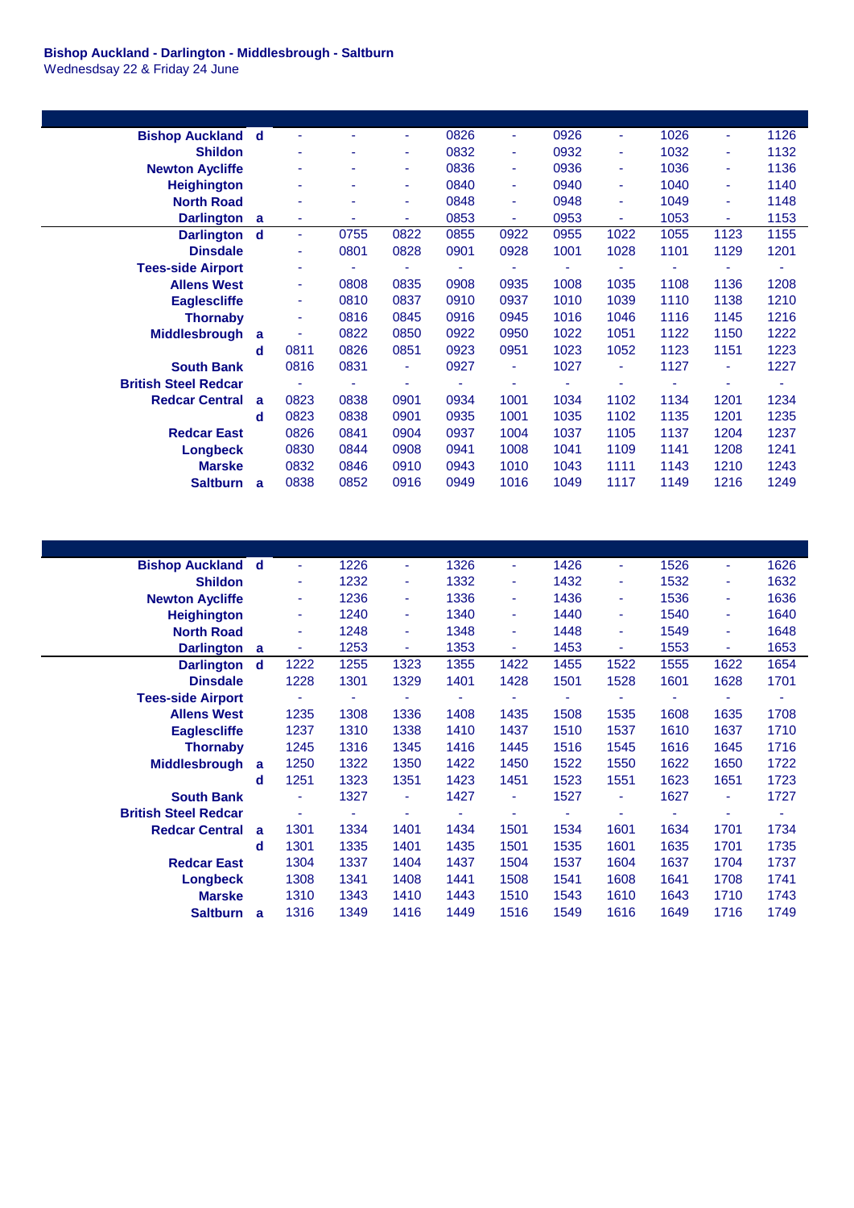**Bishop Auckland - Darlington - Middlesbrough - Saltburn**
Wednesdsay 22 & Friday 24 June

| | | | | | | | | | | | |
|---|---|---|---|---|---|---|---|---|---|---|---|
| **Bishop Auckland** | **d** | - | - | - | 0826 | - | 0926 | - | 1026 | - | 1126 |
| **Shildon** | | - | - | - | 0832 | - | 0932 | - | 1032 | - | 1132 |
| **Newton Aycliffe** | | - | - | - | 0836 | - | 0936 | - | 1036 | - | 1136 |
| **Heighington** | | - | - | - | 0840 | - | 0940 | - | 1040 | - | 1140 |
| **North Road** | | - | - | - | 0848 | - | 0948 | - | 1049 | - | 1148 |
| **Darlington** | **a** | - | - | - | 0853 | - | 0953 | - | 1053 | - | 1153 |
| **Darlington** | **d** | - | 0755 | 0822 | 0855 | 0922 | 0955 | 1022 | 1055 | 1123 | 1155 |
| **Dinsdale** | | - | 0801 | 0828 | 0901 | 0928 | 1001 | 1028 | 1101 | 1129 | 1201 |
| **Tees-side Airport** | | - | - | - | - | - | - | - | - | - | - |
| **Allens West** | | - | 0808 | 0835 | 0908 | 0935 | 1008 | 1035 | 1108 | 1136 | 1208 |
| **Eaglescliffe** | | - | 0810 | 0837 | 0910 | 0937 | 1010 | 1039 | 1110 | 1138 | 1210 |
| **Thornaby** | | - | 0816 | 0845 | 0916 | 0945 | 1016 | 1046 | 1116 | 1145 | 1216 |
| **Middlesbrough** | **a** | - | 0822 | 0850 | 0922 | 0950 | 1022 | 1051 | 1122 | 1150 | 1222 |
| | **d** | 0811 | 0826 | 0851 | 0923 | 0951 | 1023 | 1052 | 1123 | 1151 | 1223 |
| **South Bank** | | 0816 | 0831 | - | 0927 | - | 1027 | - | 1127 | - | 1227 |
| **British Steel Redcar** | | - | - | - | - | - | - | - | - | - | - |
| **Redcar Central** | **a** | 0823 | 0838 | 0901 | 0934 | 1001 | 1034 | 1102 | 1134 | 1201 | 1234 |
| | **d** | 0823 | 0838 | 0901 | 0935 | 1001 | 1035 | 1102 | 1135 | 1201 | 1235 |
| **Redcar East** | | 0826 | 0841 | 0904 | 0937 | 1004 | 1037 | 1105 | 1137 | 1204 | 1237 |
| **Longbeck** | | 0830 | 0844 | 0908 | 0941 | 1008 | 1041 | 1109 | 1141 | 1208 | 1241 |
| **Marske** | | 0832 | 0846 | 0910 | 0943 | 1010 | 1043 | 1111 | 1143 | 1210 | 1243 |
| **Saltburn** | **a** | 0838 | 0852 | 0916 | 0949 | 1016 | 1049 | 1117 | 1149 | 1216 | 1249 |

| | | | | | | | | | | | |
|---|---|---|---|---|---|---|---|---|---|---|---|
| **Bishop Auckland** | **d** | - | 1226 | - | 1326 | - | 1426 | - | 1526 | - | 1626 |
| **Shildon** | | - | 1232 | - | 1332 | - | 1432 | - | 1532 | - | 1632 |
| **Newton Aycliffe** | | - | 1236 | - | 1336 | - | 1436 | - | 1536 | - | 1636 |
| **Heighington** | | - | 1240 | - | 1340 | - | 1440 | - | 1540 | - | 1640 |
| **North Road** | | - | 1248 | - | 1348 | - | 1448 | - | 1549 | - | 1648 |
| **Darlington** | **a** | - | 1253 | - | 1353 | - | 1453 | - | 1553 | - | 1653 |
| **Darlington** | **d** | 1222 | 1255 | 1323 | 1355 | 1422 | 1455 | 1522 | 1555 | 1622 | 1654 |
| **Dinsdale** | | 1228 | 1301 | 1329 | 1401 | 1428 | 1501 | 1528 | 1601 | 1628 | 1701 |
| **Tees-side Airport** | | - | - | - | - | - | - | - | - | - | - |
| **Allens West** | | 1235 | 1308 | 1336 | 1408 | 1435 | 1508 | 1535 | 1608 | 1635 | 1708 |
| **Eaglescliffe** | | 1237 | 1310 | 1338 | 1410 | 1437 | 1510 | 1537 | 1610 | 1637 | 1710 |
| **Thornaby** | | 1245 | 1316 | 1345 | 1416 | 1445 | 1516 | 1545 | 1616 | 1645 | 1716 |
| **Middlesbrough** | **a** | 1250 | 1322 | 1350 | 1422 | 1450 | 1522 | 1550 | 1622 | 1650 | 1722 |
| | **d** | 1251 | 1323 | 1351 | 1423 | 1451 | 1523 | 1551 | 1623 | 1651 | 1723 |
| **South Bank** | | - | 1327 | - | 1427 | - | 1527 | - | 1627 | - | 1727 |
| **British Steel Redcar** | | - | - | - | - | - | - | - | - | - | - |
| **Redcar Central** | **a** | 1301 | 1334 | 1401 | 1434 | 1501 | 1534 | 1601 | 1634 | 1701 | 1734 |
| | **d** | 1301 | 1335 | 1401 | 1435 | 1501 | 1535 | 1601 | 1635 | 1701 | 1735 |
| **Redcar East** | | 1304 | 1337 | 1404 | 1437 | 1504 | 1537 | 1604 | 1637 | 1704 | 1737 |
| **Longbeck** | | 1308 | 1341 | 1408 | 1441 | 1508 | 1541 | 1608 | 1641 | 1708 | 1741 |
| **Marske** | | 1310 | 1343 | 1410 | 1443 | 1510 | 1543 | 1610 | 1643 | 1710 | 1743 |
| **Saltburn** | **a** | 1316 | 1349 | 1416 | 1449 | 1516 | 1549 | 1616 | 1649 | 1716 | 1749 |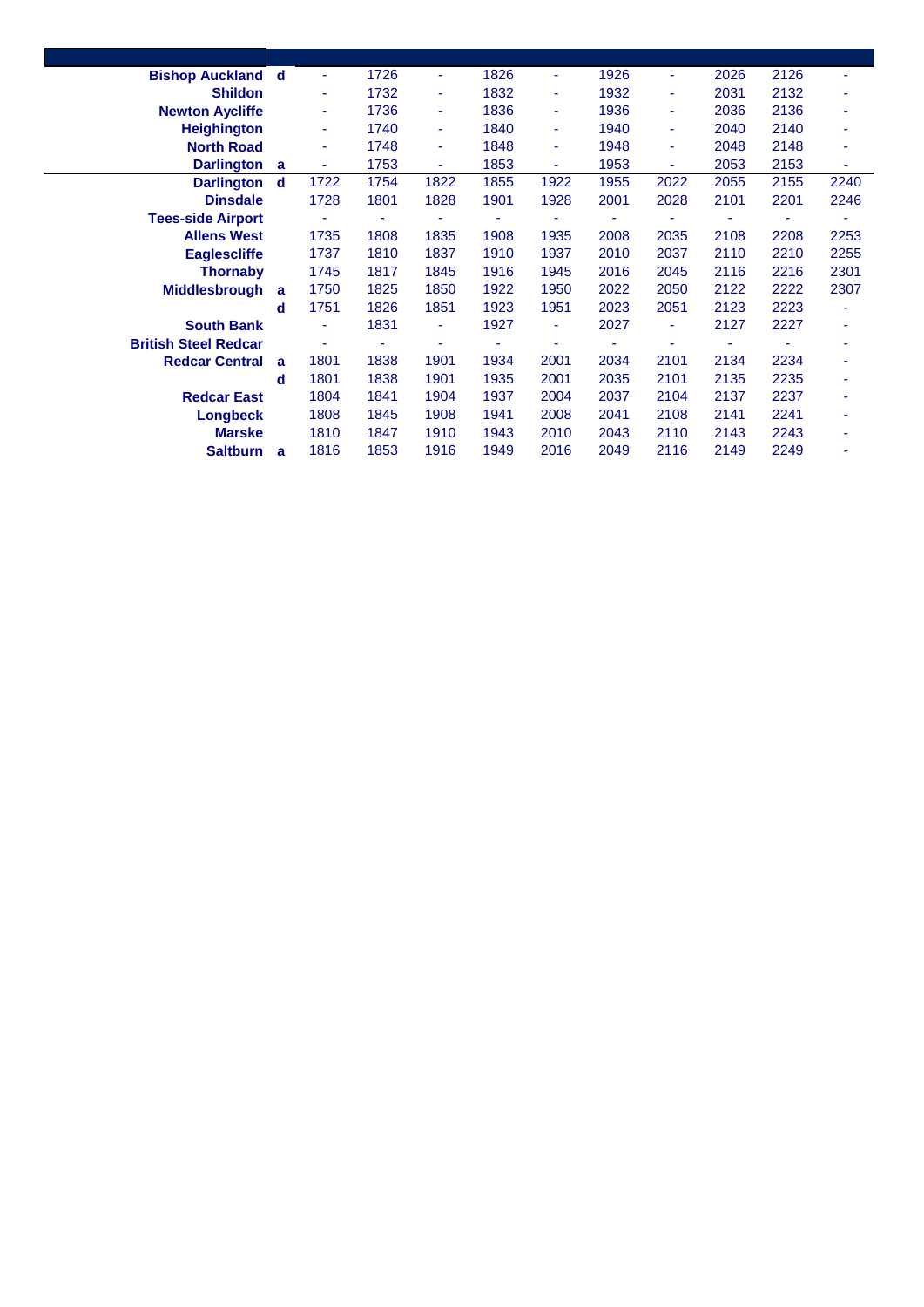| Station | | | | | | | | | | | |
|---|---|---|---|---|---|---|---|---|---|---|---|
| **Bishop Auckland** | **d** | - | 1726 | - | 1826 | - | 1926 | - | 2026 | 2126 | - |
| **Shildon** | | - | 1732 | - | 1832 | - | 1932 | - | 2031 | 2132 | - |
| **Newton Aycliffe** | | - | 1736 | - | 1836 | - | 1936 | - | 2036 | 2136 | - |
| **Heighington** | | - | 1740 | - | 1840 | - | 1940 | - | 2040 | 2140 | - |
| **North Road** | | - | 1748 | - | 1848 | - | 1948 | - | 2048 | 2148 | - |
| **Darlington** | **a** | - | 1753 | - | 1853 | - | 1953 | - | 2053 | 2153 | - |
| **Darlington** | **d** | 1722 | 1754 | 1822 | 1855 | 1922 | 1955 | 2022 | 2055 | 2155 | 2240 |
| **Dinsdale** | | 1728 | 1801 | 1828 | 1901 | 1928 | 2001 | 2028 | 2101 | 2201 | 2246 |
| **Tees-side Airport** | | - | - | - | - | - | - | - | - | - | - |
| **Allens West** | | 1735 | 1808 | 1835 | 1908 | 1935 | 2008 | 2035 | 2108 | 2208 | 2253 |
| **Eaglescliffe** | | 1737 | 1810 | 1837 | 1910 | 1937 | 2010 | 2037 | 2110 | 2210 | 2255 |
| **Thornaby** | | 1745 | 1817 | 1845 | 1916 | 1945 | 2016 | 2045 | 2116 | 2216 | 2301 |
| **Middlesbrough** | **a** | 1750 | 1825 | 1850 | 1922 | 1950 | 2022 | 2050 | 2122 | 2222 | 2307 |
| | **d** | 1751 | 1826 | 1851 | 1923 | 1951 | 2023 | 2051 | 2123 | 2223 | - |
| **South Bank** | | - | 1831 | - | 1927 | - | 2027 | - | 2127 | 2227 | - |
| **British Steel Redcar** | | - | - | - | - | - | - | - | - | - | - |
| **Redcar Central** | **a** | 1801 | 1838 | 1901 | 1934 | 2001 | 2034 | 2101 | 2134 | 2234 | - |
| | **d** | 1801 | 1838 | 1901 | 1935 | 2001 | 2035 | 2101 | 2135 | 2235 | - |
| **Redcar East** | | 1804 | 1841 | 1904 | 1937 | 2004 | 2037 | 2104 | 2137 | 2237 | - |
| **Longbeck** | | 1808 | 1845 | 1908 | 1941 | 2008 | 2041 | 2108 | 2141 | 2241 | - |
| **Marske** | | 1810 | 1847 | 1910 | 1943 | 2010 | 2043 | 2110 | 2143 | 2243 | - |
| **Saltburn** | **a** | 1816 | 1853 | 1916 | 1949 | 2016 | 2049 | 2116 | 2149 | 2249 | - |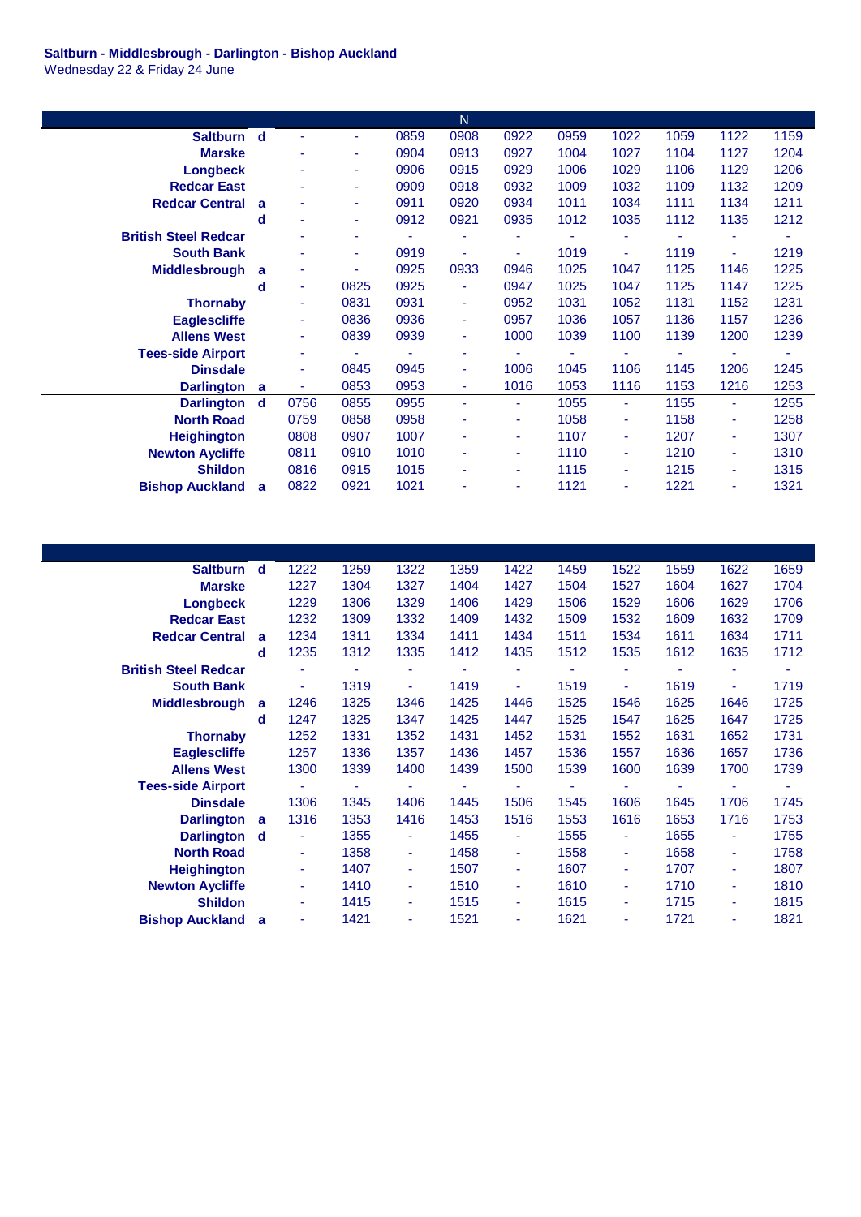**Saltburn - Middlesbrough - Darlington - Bishop Auckland**
Wednesday 22 & Friday 24 June

| | | | | | N | | | | | | |
|---|---|---|---|---|---|---|---|---|---|---|---|
| **Saltburn** | **d** | - | - | 0859 | 0908 | 0922 | 0959 | 1022 | 1059 | 1122 | 1159 |
| **Marske** | | - | - | 0904 | 0913 | 0927 | 1004 | 1027 | 1104 | 1127 | 1204 |
| **Longbeck** | | - | - | 0906 | 0915 | 0929 | 1006 | 1029 | 1106 | 1129 | 1206 |
| **Redcar East** | | - | - | 0909 | 0918 | 0932 | 1009 | 1032 | 1109 | 1132 | 1209 |
| **Redcar Central** | **a** | - | - | 0911 | 0920 | 0934 | 1011 | 1034 | 1111 | 1134 | 1211 |
| | **d** | - | - | 0912 | 0921 | 0935 | 1012 | 1035 | 1112 | 1135 | 1212 |
| **British Steel Redcar** | | - | - | - | - | - | - | - | - | - | - |
| **South Bank** | | - | - | 0919 | - | - | 1019 | - | 1119 | - | 1219 |
| **Middlesbrough** | **a** | - | - | 0925 | 0933 | 0946 | 1025 | 1047 | 1125 | 1146 | 1225 |
| | **d** | - | 0825 | 0925 | - | 0947 | 1025 | 1047 | 1125 | 1147 | 1225 |
| **Thornaby** | | - | 0831 | 0931 | - | 0952 | 1031 | 1052 | 1131 | 1152 | 1231 |
| **Eaglescliffe** | | - | 0836 | 0936 | - | 0957 | 1036 | 1057 | 1136 | 1157 | 1236 |
| **Allens West** | | - | 0839 | 0939 | - | 1000 | 1039 | 1100 | 1139 | 1200 | 1239 |
| **Tees-side Airport** | | - | - | - | - | - | - | - | - | - | - |
| **Dinsdale** | | - | 0845 | 0945 | - | 1006 | 1045 | 1106 | 1145 | 1206 | 1245 |
| **Darlington** | **a** | - | 0853 | 0953 | - | 1016 | 1053 | 1116 | 1153 | 1216 | 1253 |
| **Darlington** | **d** | 0756 | 0855 | 0955 | - | - | 1055 | - | 1155 | - | 1255 |
| **North Road** | | 0759 | 0858 | 0958 | - | - | 1058 | - | 1158 | - | 1258 |
| **Heighington** | | 0808 | 0907 | 1007 | - | - | 1107 | - | 1207 | - | 1307 |
| **Newton Aycliffe** | | 0811 | 0910 | 1010 | - | - | 1110 | - | 1210 | - | 1310 |
| **Shildon** | | 0816 | 0915 | 1015 | - | - | 1115 | - | 1215 | - | 1315 |
| **Bishop Auckland** | **a** | 0822 | 0921 | 1021 | - | - | 1121 | - | 1221 | - | 1321 |

| | | | | | | | | | | | |
|---|---|---|---|---|---|---|---|---|---|---|---|
| **Saltburn** | **d** | 1222 | 1259 | 1322 | 1359 | 1422 | 1459 | 1522 | 1559 | 1622 | 1659 |
| **Marske** | | 1227 | 1304 | 1327 | 1404 | 1427 | 1504 | 1527 | 1604 | 1627 | 1704 |
| **Longbeck** | | 1229 | 1306 | 1329 | 1406 | 1429 | 1506 | 1529 | 1606 | 1629 | 1706 |
| **Redcar East** | | 1232 | 1309 | 1332 | 1409 | 1432 | 1509 | 1532 | 1609 | 1632 | 1709 |
| **Redcar Central** | **a** | 1234 | 1311 | 1334 | 1411 | 1434 | 1511 | 1534 | 1611 | 1634 | 1711 |
| | **d** | 1235 | 1312 | 1335 | 1412 | 1435 | 1512 | 1535 | 1612 | 1635 | 1712 |
| **British Steel Redcar** | | - | - | - | - | - | - | - | - | - | - |
| **South Bank** | | - | 1319 | - | 1419 | - | 1519 | - | 1619 | - | 1719 |
| **Middlesbrough** | **a** | 1246 | 1325 | 1346 | 1425 | 1446 | 1525 | 1546 | 1625 | 1646 | 1725 |
| | **d** | 1247 | 1325 | 1347 | 1425 | 1447 | 1525 | 1547 | 1625 | 1647 | 1725 |
| **Thornaby** | | 1252 | 1331 | 1352 | 1431 | 1452 | 1531 | 1552 | 1631 | 1652 | 1731 |
| **Eaglescliffe** | | 1257 | 1336 | 1357 | 1436 | 1457 | 1536 | 1557 | 1636 | 1657 | 1736 |
| **Allens West** | | 1300 | 1339 | 1400 | 1439 | 1500 | 1539 | 1600 | 1639 | 1700 | 1739 |
| **Tees-side Airport** | | - | - | - | - | - | - | - | - | - | - |
| **Dinsdale** | | 1306 | 1345 | 1406 | 1445 | 1506 | 1545 | 1606 | 1645 | 1706 | 1745 |
| **Darlington** | **a** | 1316 | 1353 | 1416 | 1453 | 1516 | 1553 | 1616 | 1653 | 1716 | 1753 |
| **Darlington** | **d** | - | 1355 | - | 1455 | - | 1555 | - | 1655 | - | 1755 |
| **North Road** | | - | 1358 | - | 1458 | - | 1558 | - | 1658 | - | 1758 |
| **Heighington** | | - | 1407 | - | 1507 | - | 1607 | - | 1707 | - | 1807 |
| **Newton Aycliffe** | | - | 1410 | - | 1510 | - | 1610 | - | 1710 | - | 1810 |
| **Shildon** | | - | 1415 | - | 1515 | - | 1615 | - | 1715 | - | 1815 |
| **Bishop Auckland** | **a** | - | 1421 | - | 1521 | - | 1621 | - | 1721 | - | 1821 |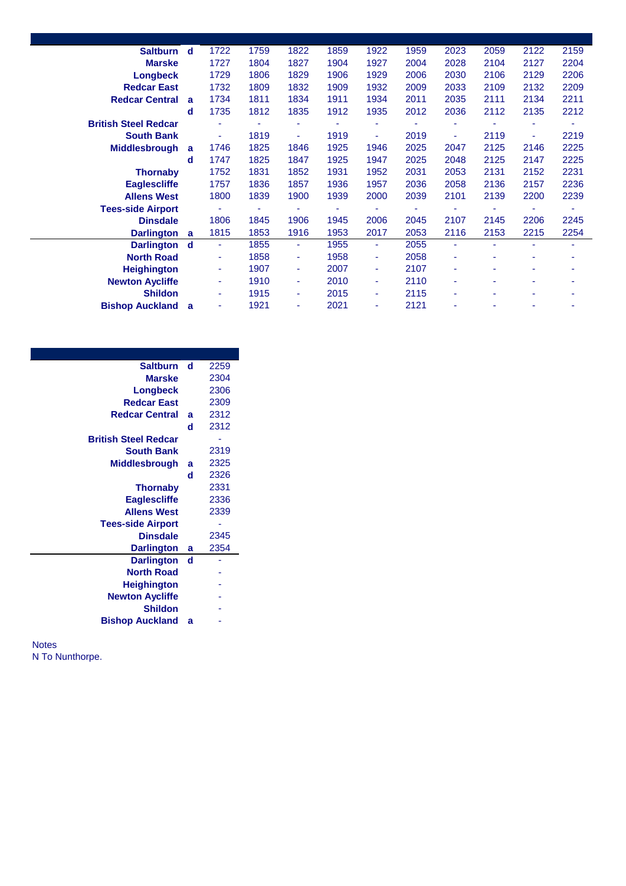| | | | | | | | | | | | |
|---|---|---|---|---|---|---|---|---|---|---|---|
| Saltburn | d | 1722 | 1759 | 1822 | 1859 | 1922 | 1959 | 2023 | 2059 | 2122 | 2159 |
| Marske | | 1727 | 1804 | 1827 | 1904 | 1927 | 2004 | 2028 | 2104 | 2127 | 2204 |
| Longbeck | | 1729 | 1806 | 1829 | 1906 | 1929 | 2006 | 2030 | 2106 | 2129 | 2206 |
| Redcar East | | 1732 | 1809 | 1832 | 1909 | 1932 | 2009 | 2033 | 2109 | 2132 | 2209 |
| Redcar Central | a | 1734 | 1811 | 1834 | 1911 | 1934 | 2011 | 2035 | 2111 | 2134 | 2211 |
| | d | 1735 | 1812 | 1835 | 1912 | 1935 | 2012 | 2036 | 2112 | 2135 | 2212 |
| British Steel Redcar | | - | - | - | - | - | - | - | - | - | - |
| South Bank | | - | 1819 | - | 1919 | - | 2019 | - | 2119 | - | 2219 |
| Middlesbrough | a | 1746 | 1825 | 1846 | 1925 | 1946 | 2025 | 2047 | 2125 | 2146 | 2225 |
| | d | 1747 | 1825 | 1847 | 1925 | 1947 | 2025 | 2048 | 2125 | 2147 | 2225 |
| Thornaby | | 1752 | 1831 | 1852 | 1931 | 1952 | 2031 | 2053 | 2131 | 2152 | 2231 |
| Eaglescliffe | | 1757 | 1836 | 1857 | 1936 | 1957 | 2036 | 2058 | 2136 | 2157 | 2236 |
| Allens West | | 1800 | 1839 | 1900 | 1939 | 2000 | 2039 | 2101 | 2139 | 2200 | 2239 |
| Tees-side Airport | | - | - | - | - | - | - | - | - | - | - |
| Dinsdale | | 1806 | 1845 | 1906 | 1945 | 2006 | 2045 | 2107 | 2145 | 2206 | 2245 |
| Darlington | a | 1815 | 1853 | 1916 | 1953 | 2017 | 2053 | 2116 | 2153 | 2215 | 2254 |
| Darlington | d | - | 1855 | - | 1955 | - | 2055 | - | - | - | - |
| North Road | | - | 1858 | - | 1958 | - | 2058 | - | - | - | - |
| Heighington | | - | 1907 | - | 2007 | - | 2107 | - | - | - | - |
| Newton Aycliffe | | - | 1910 | - | 2010 | - | 2110 | - | - | - | - |
| Shildon | | - | 1915 | - | 2015 | - | 2115 | - | - | - | - |
| Bishop Auckland | a | - | 1921 | - | 2021 | - | 2121 | - | - | - | - |

| | | |
|---|---|---|
| Saltburn | d | 2259 |
| Marske | | 2304 |
| Longbeck | | 2306 |
| Redcar East | | 2309 |
| Redcar Central | a | 2312 |
| | d | 2312 |
| British Steel Redcar | | - |
| South Bank | | 2319 |
| Middlesbrough | a | 2325 |
| | d | 2326 |
| Thornaby | | 2331 |
| Eaglescliffe | | 2336 |
| Allens West | | 2339 |
| Tees-side Airport | | - |
| Dinsdale | | 2345 |
| Darlington | a | 2354 |
| Darlington | d | - |
| North Road | | - |
| Heighington | | - |
| Newton Aycliffe | | - |
| Shildon | | - |
| Bishop Auckland | a | - |

Notes
N To Nunthorpe.